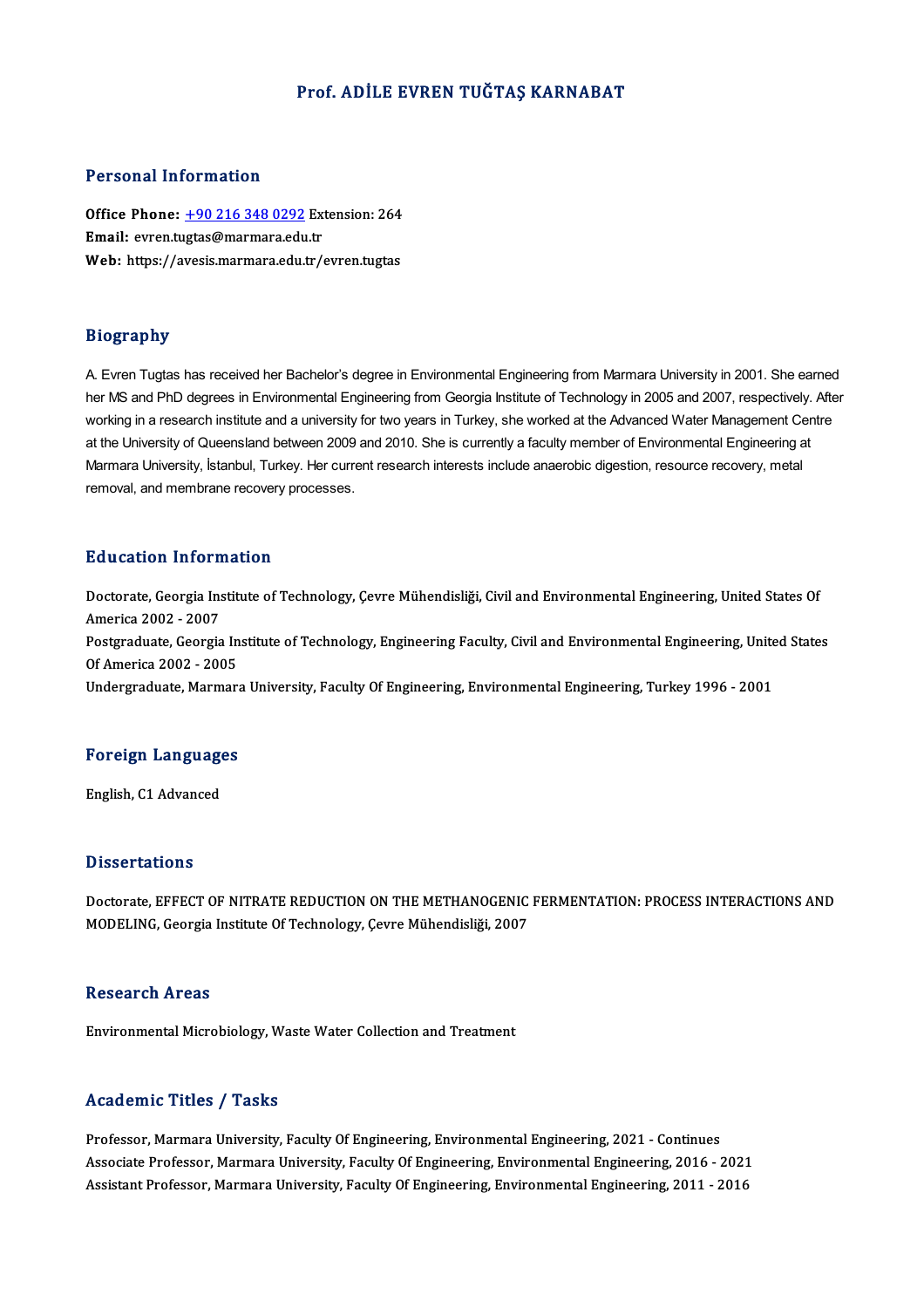# Prof. ADİLE EVREN TUĞTAŞ KARNABAT

## Personal Information

**Office Phone:** +90 216 348 0292 Extension: 264
**Email:** evren.tugtas@marmara.edu.tr
**Web:** https://avesis.marmara.edu.tr/evren.tugtas

## Biography

A. Evren Tugtas has received her Bachelor's degree in Environmental Engineering from Marmara University in 2001. She earned her MS and PhD degrees in Environmental Engineering from Georgia Institute of Technology in 2005 and 2007, respectively. After working in a research institute and a university for two years in Turkey, she worked at the Advanced Water Management Centre at the University of Queensland between 2009 and 2010. She is currently a faculty member of Environmental Engineering at Marmara University, İstanbul, Turkey. Her current research interests include anaerobic digestion, resource recovery, metal removal, and membrane recovery processes.

## Education Information

Doctorate, Georgia Institute of Technology, Çevre Mühendisliği, Civil and Environmental Engineering, United States Of America 2002 - 2007
Postgraduate, Georgia Institute of Technology, Engineering Faculty, Civil and Environmental Engineering, United States Of America 2002 - 2005
Undergraduate, Marmara University, Faculty Of Engineering, Environmental Engineering, Turkey 1996 - 2001

## Foreign Languages

English, C1 Advanced

## Dissertations

Doctorate, EFFECT OF NITRATE REDUCTION ON THE METHANOGENIC FERMENTATION: PROCESS INTERACTIONS AND MODELING, Georgia Institute Of Technology, Çevre Mühendisliği, 2007

## Research Areas

Environmental Microbiology, Waste Water Collection and Treatment

## Academic Titles / Tasks

Professor, Marmara University, Faculty Of Engineering, Environmental Engineering, 2021 - Continues
Associate Professor, Marmara University, Faculty Of Engineering, Environmental Engineering, 2016 - 2021
Assistant Professor, Marmara University, Faculty Of Engineering, Environmental Engineering, 2011 - 2016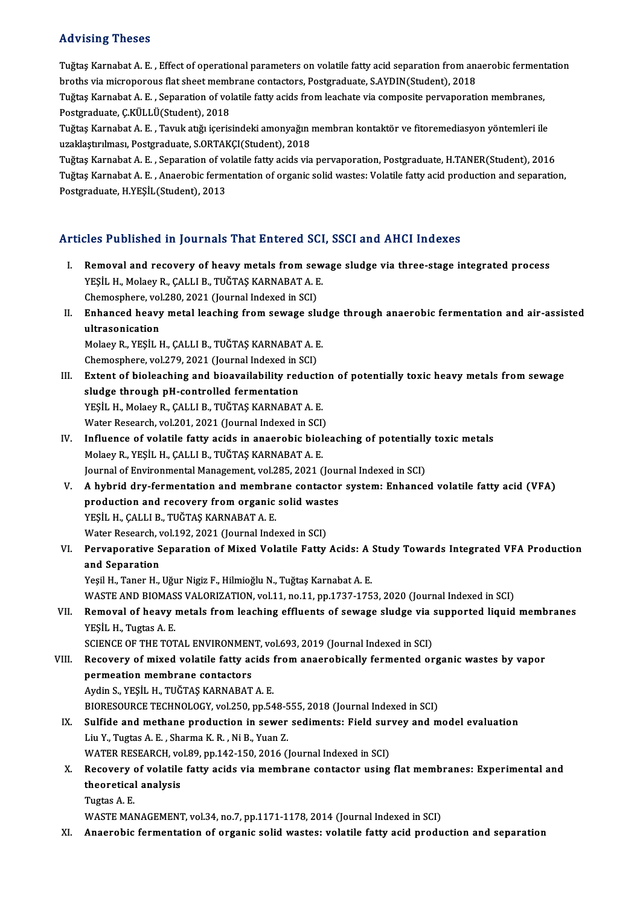## Advising Theses

Tuğtaş Karnabat A. E. , Effect of operational parameters on volatile fatty acid separation from anaerobic fermentation broths via microporous flat sheet membrane contactors, Postgraduate, S.AYDIN(Student), 2018

Tuğtaş Karnabat A. E. , Separation of volatile fatty acids from leachate via composite pervaporation membranes, Postgraduate, Ç.KÜLLÜ(Student), 2018

Tuğtaş Karnabat A. E. , Tavuk atığı içerisindeki amonyağın membran kontaktör ve fitoremediasyon yöntemleri ile uzaklaştırılması, Postgraduate, S.ORTAKÇI(Student), 2018

Tuğtaş Karnabat A. E. , Separation of volatile fatty acids via pervaporation, Postgraduate, H.TANER(Student), 2016

Tuğtaş Karnabat A. E. , Anaerobic fermentation of organic solid wastes: Volatile fatty acid production and separation, Postgraduate, H.YEŞİL(Student), 2013

## Articles Published in Journals That Entered SCI, SSCI and AHCI Indexes

I. **Removal and recovery of heavy metals from sewage sludge via three-stage integrated process**
   YEŞİL H., Molaey R., ÇALLI B., TUĞTAŞ KARNABAT A. E.
   Chemosphere, vol.280, 2021 (Journal Indexed in SCI)

II. **Enhanced heavy metal leaching from sewage sludge through anaerobic fermentation and air-assisted ultrasonication**
   Molaey R., YEŞİL H., ÇALLI B., TUĞTAŞ KARNABAT A. E.
   Chemosphere, vol.279, 2021 (Journal Indexed in SCI)

III. **Extent of bioleaching and bioavailability reduction of potentially toxic heavy metals from sewage sludge through pH-controlled fermentation**
   YEŞİL H., Molaey R., ÇALLI B., TUĞTAŞ KARNABAT A. E.
   Water Research, vol.201, 2021 (Journal Indexed in SCI)

IV. **Influence of volatile fatty acids in anaerobic bioleaching of potentially toxic metals**
   Molaey R., YEŞİL H., ÇALLI B., TUĞTAŞ KARNABAT A. E.
   Journal of Environmental Management, vol.285, 2021 (Journal Indexed in SCI)

V. **A hybrid dry-fermentation and membrane contactor system: Enhanced volatile fatty acid (VFA) production and recovery from organic solid wastes**
   YEŞİL H., ÇALLI B., TUĞTAŞ KARNABAT A. E.
   Water Research, vol.192, 2021 (Journal Indexed in SCI)

VI. **Pervaporative Separation of Mixed Volatile Fatty Acids: A Study Towards Integrated VFA Production and Separation**
   Yeşil H., Taner H., Uğur Nigiz F., Hilmioğlu N., Tuğtaş Karnabat A. E.
   WASTE AND BIOMASS VALORIZATION, vol.11, no.11, pp.1737-1753, 2020 (Journal Indexed in SCI)

VII. **Removal of heavy metals from leaching effluents of sewage sludge via supported liquid membranes**
   YEŞİL H., Tugtas A. E.
   SCIENCE OF THE TOTAL ENVIRONMENT, vol.693, 2019 (Journal Indexed in SCI)

VIII. **Recovery of mixed volatile fatty acids from anaerobically fermented organic wastes by vapor permeation membrane contactors**
   Aydin S., YEŞİL H., TUĞTAŞ KARNABAT A. E.
   BIORESOURCE TECHNOLOGY, vol.250, pp.548-555, 2018 (Journal Indexed in SCI)

IX. **Sulfide and methane production in sewer sediments: Field survey and model evaluation**
   Liu Y., Tugtas A. E. , Sharma K. R. , Ni B., Yuan Z.
   WATER RESEARCH, vol.89, pp.142-150, 2016 (Journal Indexed in SCI)

X. **Recovery of volatile fatty acids via membrane contactor using flat membranes: Experimental and theoretical analysis**
   Tugtas A. E.
   WASTE MANAGEMENT, vol.34, no.7, pp.1171-1178, 2014 (Journal Indexed in SCI)

XI. **Anaerobic fermentation of organic solid wastes: volatile fatty acid production and separation**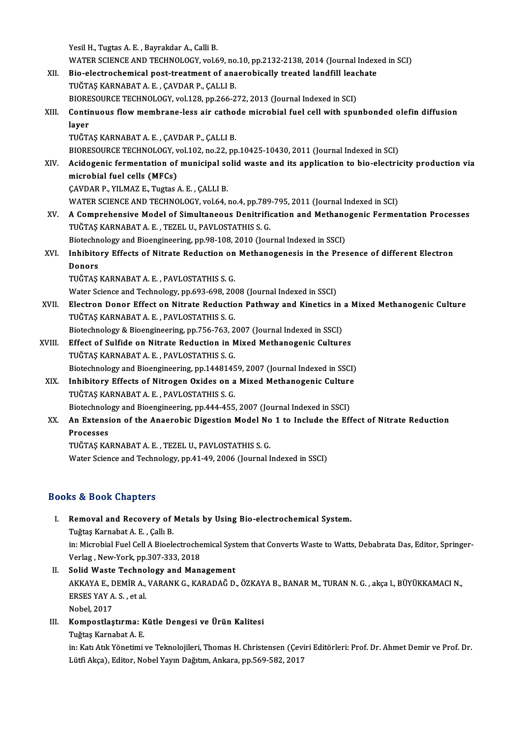Yesil H., Tugtas A. E. , Bayrakdar A., Calli B.
WATER SCIENCE AND TECHNOLOGY, vol.69, no.10, pp.2132-2138, 2014 (Journal Indexed in SCI)

XII. **Bio-electrochemical post-treatment of anaerobically treated landfill leachate**
TUĞTAŞ KARNABAT A. E. , ÇAVDAR P., ÇALLI B.
BIORESOURCE TECHNOLOGY, vol.128, pp.266-272, 2013 (Journal Indexed in SCI)

XIII. **Continuous flow membrane-less air cathode microbial fuel cell with spunbonded olefin diffusion layer**
TUĞTAŞ KARNABAT A. E. , ÇAVDAR P., ÇALLI B.
BIORESOURCE TECHNOLOGY, vol.102, no.22, pp.10425-10430, 2011 (Journal Indexed in SCI)

XIV. **Acidogenic fermentation of municipal solid waste and its application to bio-electricity production via microbial fuel cells (MFCs)**
ÇAVDAR P., YILMAZ E., Tugtas A. E. , ÇALLI B.
WATER SCIENCE AND TECHNOLOGY, vol.64, no.4, pp.789-795, 2011 (Journal Indexed in SCI)

XV. **A Comprehensive Model of Simultaneous Denitrification and Methanogenic Fermentation Processes**
TUĞTAŞ KARNABAT A. E. , TEZEL U., PAVLOSTATHIS S. G.
Biotechnology and Bioengineering, pp.98-108, 2010 (Journal Indexed in SSCI)

XVI. **Inhibitory Effects of Nitrate Reduction on Methanogenesis in the Presence of different Electron Donors**
TUĞTAŞ KARNABAT A. E. , PAVLOSTATHIS S. G.
Water Science and Technology, pp.693-698, 2008 (Journal Indexed in SSCI)

XVII. **Electron Donor Effect on Nitrate Reduction Pathway and Kinetics in a Mixed Methanogenic Culture**
TUĞTAŞ KARNABAT A. E. , PAVLOSTATHIS S. G.
Biotechnology & Bioengineering, pp.756-763, 2007 (Journal Indexed in SSCI)

XVIII. **Effect of Sulfide on Nitrate Reduction in Mixed Methanogenic Cultures**
TUĞTAŞ KARNABAT A. E. , PAVLOSTATHIS S. G.
Biotechnology and Bioengineering, pp.14481459, 2007 (Journal Indexed in SSCI)

XIX. **Inhibitory Effects of Nitrogen Oxides on a Mixed Methanogenic Culture**
TUĞTAŞ KARNABAT A. E. , PAVLOSTATHIS S. G.
Biotechnology and Bioengineering, pp.444-455, 2007 (Journal Indexed in SSCI)

XX. **An Extension of the Anaerobic Digestion Model No 1 to Include the Effect of Nitrate Reduction Processes**
TUĞTAŞ KARNABAT A. E. , TEZEL U., PAVLOSTATHIS S. G.
Water Science and Technology, pp.41-49, 2006 (Journal Indexed in SSCI)

## Books & Book Chapters

I. **Removal and Recovery of Metals by Using Bio-electrochemical System.**
Tuğtaş Karnabat A. E. , Çallı B.
in: Microbial Fuel Cell A Bioelectrochemical System that Converts Waste to Watts, Debabrata Das, Editor, Springer-Verlag , New-York, pp.307-333, 2018

II. **Solid Waste Technology and Management**
AKKAYA E., DEMİR A., VARANK G., KARADAĞ D., ÖZKAYA B., BANAR M., TURAN N. G. , akça l., BÜYÜKKAMACI N., ERSES YAY A. S. , et al.
Nobel, 2017

III. **Kompostlaştırma: Kütle Dengesi ve Ürün Kalitesi**
Tuğtaş Karnabat A. E.
in: Katı Atık Yönetimi ve Teknolojileri, Thomas H. Christensen (Çeviri Editörleri: Prof. Dr. Ahmet Demir ve Prof. Dr. Lütfi Akça), Editor, Nobel Yayın Dağıtım, Ankara, pp.569-582, 2017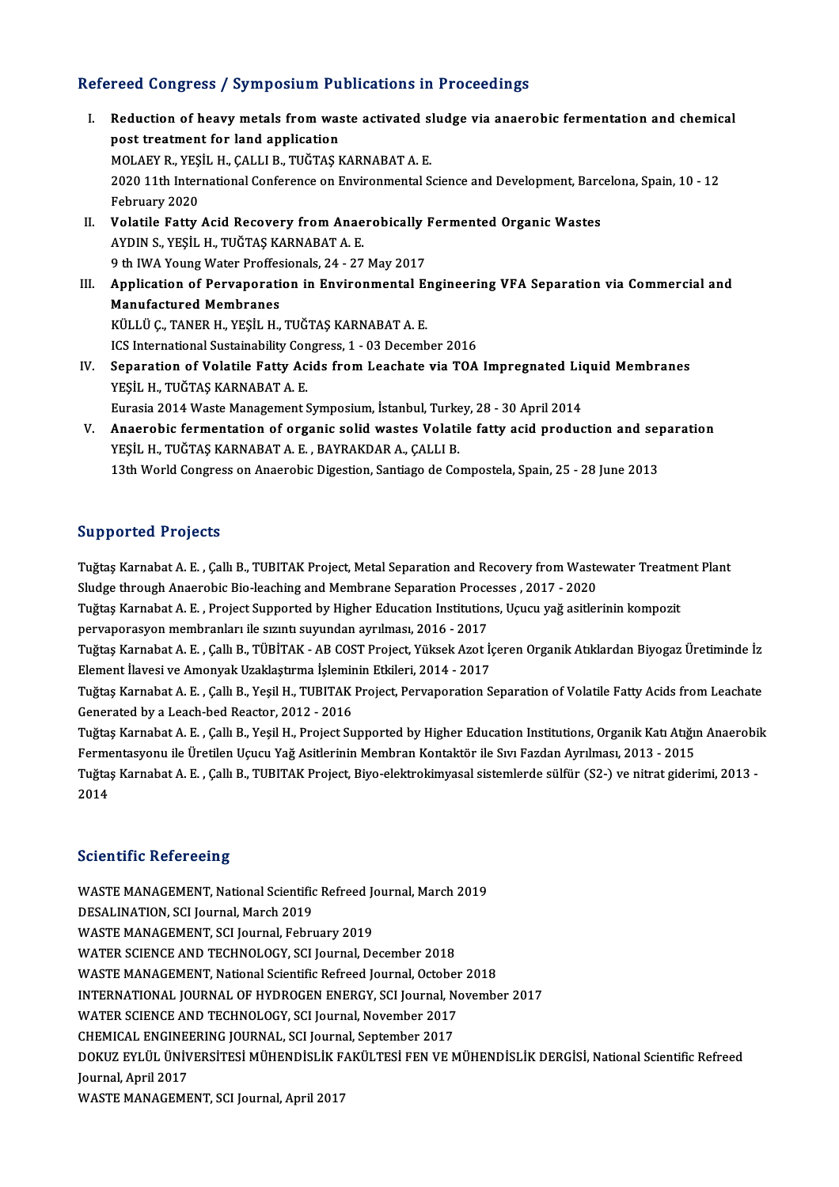## Refereed Congress / Symposium Publications in Proceedings

I. **Reduction of heavy metals from waste activated sludge via anaerobic fermentation and chemical post treatment for land application**
MOLAEY R., YEŞİL H., ÇALLI B., TUĞTAŞ KARNABAT A. E.
2020 11th International Conference on Environmental Science and Development, Barcelona, Spain, 10 - 12 February 2020

II. **Volatile Fatty Acid Recovery from Anaerobically Fermented Organic Wastes**
AYDIN S., YEŞİL H., TUĞTAŞ KARNABAT A. E.
9 th IWA Young Water Proffesionals, 24 - 27 May 2017

III. **Application of Pervaporation in Environmental Engineering VFA Separation via Commercial and Manufactured Membranes**
KÜLLÜ Ç., TANER H., YEŞİL H., TUĞTAŞ KARNABAT A. E.
ICS International Sustainability Congress, 1 - 03 December 2016

IV. **Separation of Volatile Fatty Acids from Leachate via TOA Impregnated Liquid Membranes**
YEŞİL H., TUĞTAŞ KARNABAT A. E.
Eurasia 2014 Waste Management Symposium, İstanbul, Turkey, 28 - 30 April 2014

V. **Anaerobic fermentation of organic solid wastes Volatile fatty acid production and separation**
YEŞİL H., TUĞTAŞ KARNABAT A. E. , BAYRAKDAR A., ÇALLI B.
13th World Congress on Anaerobic Digestion, Santiago de Compostela, Spain, 25 - 28 June 2013

## Supported Projects

Tuğtaş Karnabat A. E. , Çallı B., TUBITAK Project, Metal Separation and Recovery from Wastewater Treatment Plant Sludge through Anaerobic Bio-leaching and Membrane Separation Processes , 2017 - 2020

Tuğtaş Karnabat A. E. , Project Supported by Higher Education Institutions, Uçucu yağ asitlerinin kompozit pervaporasyon membranları ile sızıntı suyundan ayrılması, 2016 - 2017

Tuğtaş Karnabat A. E. , Çallı B., TÜBİTAK - AB COST Project, Yüksek Azot İçeren Organik Atıklardan Biyogaz Üretiminde İz Element İlavesi ve Amonyak Uzaklaştırma İşleminin Etkileri, 2014 - 2017

Tuğtaş Karnabat A. E. , Çallı B., Yeşil H., TUBITAK Project, Pervaporation Separation of Volatile Fatty Acids from Leachate Generated by a Leach-bed Reactor, 2012 - 2016

Tuğtaş Karnabat A. E. , Çallı B., Yeşil H., Project Supported by Higher Education Institutions, Organik Katı Atığın Anaerobik Fermentasyonu ile Üretilen Uçucu Yağ Asitlerinin Membran Kontaktör ile Sıvı Fazdan Ayrılması, 2013 - 2015

Tuğtaş Karnabat A. E. , Çallı B., TUBITAK Project, Biyo-elektrokimyasal sistemlerde sülfür (S2-) ve nitrat giderimi, 2013 - 2014

## Scientific Refereeing

WASTE MANAGEMENT, National Scientific Refreed Journal, March 2019
DESALINATION, SCI Journal, March 2019
WASTE MANAGEMENT, SCI Journal, February 2019
WATER SCIENCE AND TECHNOLOGY, SCI Journal, December 2018
WASTE MANAGEMENT, National Scientific Refreed Journal, October 2018
INTERNATIONAL JOURNAL OF HYDROGEN ENERGY, SCI Journal, November 2017
WATER SCIENCE AND TECHNOLOGY, SCI Journal, November 2017
CHEMICAL ENGINEERING JOURNAL, SCI Journal, September 2017
DOKUZ EYLÜL ÜNİVERSİTESİ MÜHENDİSLİK FAKÜLTESİ FEN VE MÜHENDİSLİK DERGİSİ, National Scientific Refreed Journal, April 2017
WASTE MANAGEMENT, SCI Journal, April 2017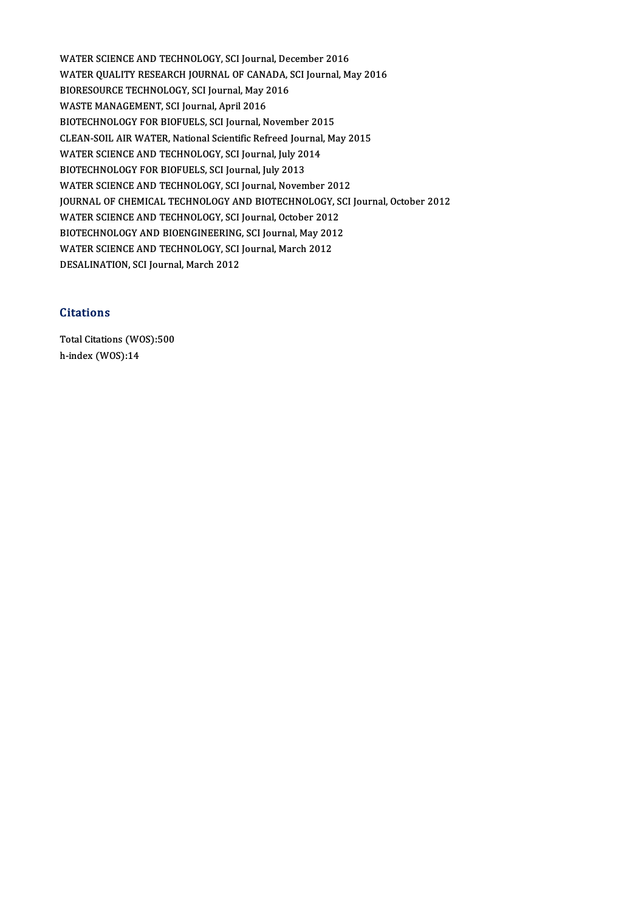WATER SCIENCE AND TECHNOLOGY, SCI Journal, December 2016
WATER QUALITY RESEARCH JOURNAL OF CANADA, SCI Journal, May 2016
BIORESOURCE TECHNOLOGY, SCI Journal, May 2016
WASTE MANAGEMENT, SCI Journal, April 2016
BIOTECHNOLOGY FOR BIOFUELS, SCI Journal, November 2015
CLEAN-SOIL AIR WATER, National Scientific Refreed Journal, May 2015
WATER SCIENCE AND TECHNOLOGY, SCI Journal, July 2014
BIOTECHNOLOGY FOR BIOFUELS, SCI Journal, July 2013
WATER SCIENCE AND TECHNOLOGY, SCI Journal, November 2012
JOURNAL OF CHEMICAL TECHNOLOGY AND BIOTECHNOLOGY, SCI Journal, October 2012
WATER SCIENCE AND TECHNOLOGY, SCI Journal, October 2012
BIOTECHNOLOGY AND BIOENGINEERING, SCI Journal, May 2012
WATER SCIENCE AND TECHNOLOGY, SCI Journal, March 2012
DESALINATION, SCI Journal, March 2012

## Citations

Total Citations (WOS):500
h-index (WOS):14